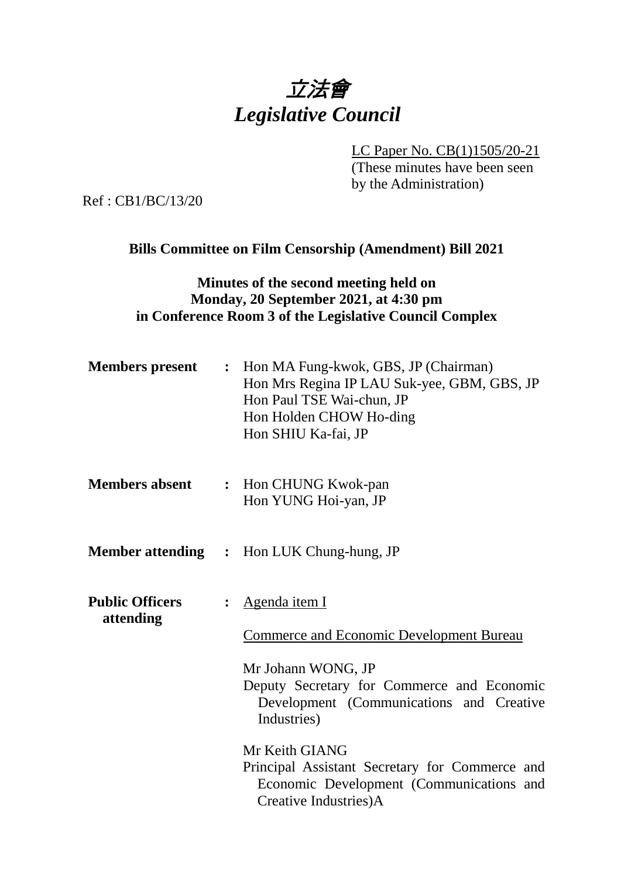# *立法會*
# *Legislative Council*

LC Paper No. CB(1)1505/20-21
(These minutes have been seen by the Administration)

Ref : CB1/BC/13/20

**Bills Committee on Film Censorship (Amendment) Bill 2021**

**Minutes of the second meeting held on Monday, 20 September 2021, at 4:30 pm in Conference Room 3 of the Legislative Council Complex**

**Members present** : Hon MA Fung-kwok, GBS, JP (Chairman)
Hon Mrs Regina IP LAU Suk-yee, GBM, GBS, JP
Hon Paul TSE Wai-chun, JP
Hon Holden CHOW Ho-ding
Hon SHIU Ka-fai, JP

**Members absent** : Hon CHUNG Kwok-pan
Hon YUNG Hoi-yan, JP

**Member attending** : Hon LUK Chung-hung, JP

**Public Officers attending** : Agenda item I

Commerce and Economic Development Bureau

Mr Johann WONG, JP
Deputy Secretary for Commerce and Economic Development (Communications and Creative Industries)

Mr Keith GIANG
Principal Assistant Secretary for Commerce and Economic Development (Communications and Creative Industries)A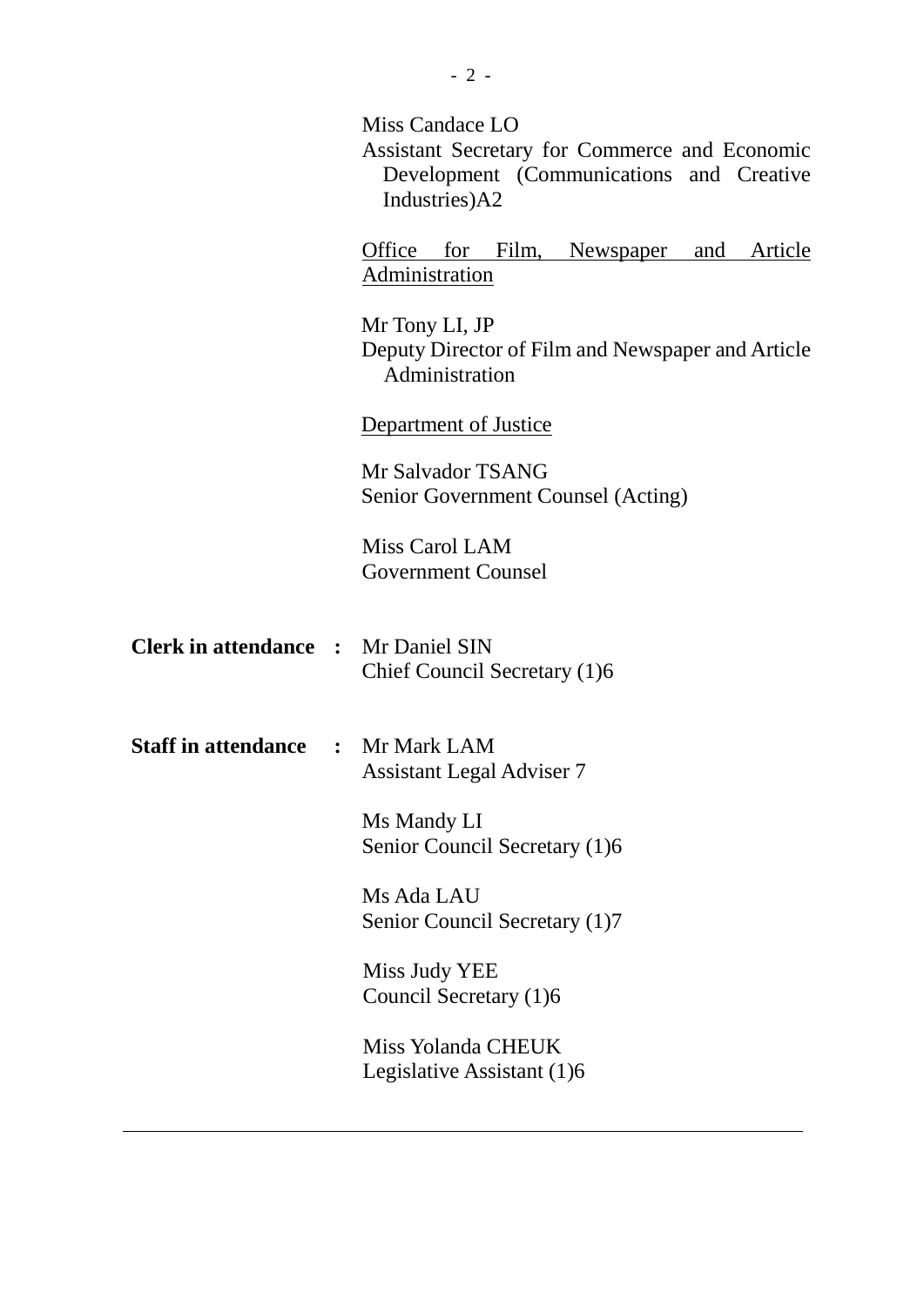Miss Candace LO
Assistant Secretary for Commerce and Economic Development (Communications and Creative Industries)A2

Office for Film, Newspaper and Article Administration

Mr Tony LI, JP
Deputy Director of Film and Newspaper and Article Administration

Department of Justice

Mr Salvador TSANG
Senior Government Counsel (Acting)

Miss Carol LAM
Government Counsel

**Clerk in attendance :** Mr Daniel SIN
Chief Council Secretary (1)6

**Staff in attendance :** Mr Mark LAM
Assistant Legal Adviser 7

Ms Mandy LI
Senior Council Secretary (1)6

Ms Ada LAU
Senior Council Secretary (1)7

Miss Judy YEE
Council Secretary (1)6

Miss Yolanda CHEUK
Legislative Assistant (1)6

---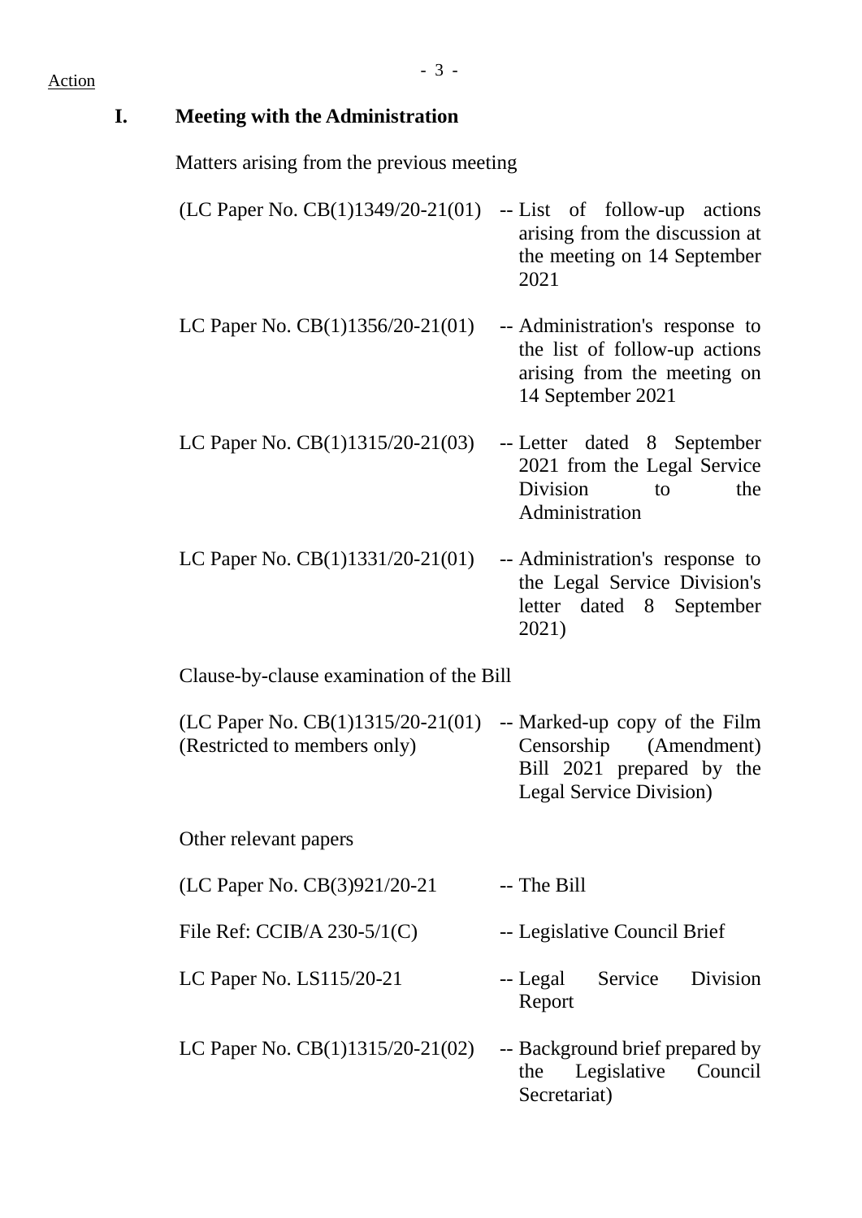Action

## I. Meeting with the Administration

Matters arising from the previous meeting

(LC Paper No. CB(1)1349/20-21(01) -- List of follow-up actions arising from the discussion at the meeting on 14 September 2021

LC Paper No. CB(1)1356/20-21(01) -- Administration's response to the list of follow-up actions arising from the meeting on 14 September 2021

LC Paper No. CB(1)1315/20-21(03) -- Letter dated 8 September 2021 from the Legal Service Division to the Administration

LC Paper No. CB(1)1331/20-21(01) -- Administration's response to the Legal Service Division's letter dated 8 September 2021)

Clause-by-clause examination of the Bill

(LC Paper No. CB(1)1315/20-21(01) (Restricted to members only) -- Marked-up copy of the Film Censorship (Amendment) Bill 2021 prepared by the Legal Service Division)

Other relevant papers

(LC Paper No. CB(3)921/20-21 -- The Bill

File Ref: CCIB/A 230-5/1(C) -- Legislative Council Brief

LC Paper No. LS115/20-21 -- Legal Service Division Report

LC Paper No. CB(1)1315/20-21(02) -- Background brief prepared by the Legislative Council Secretariat)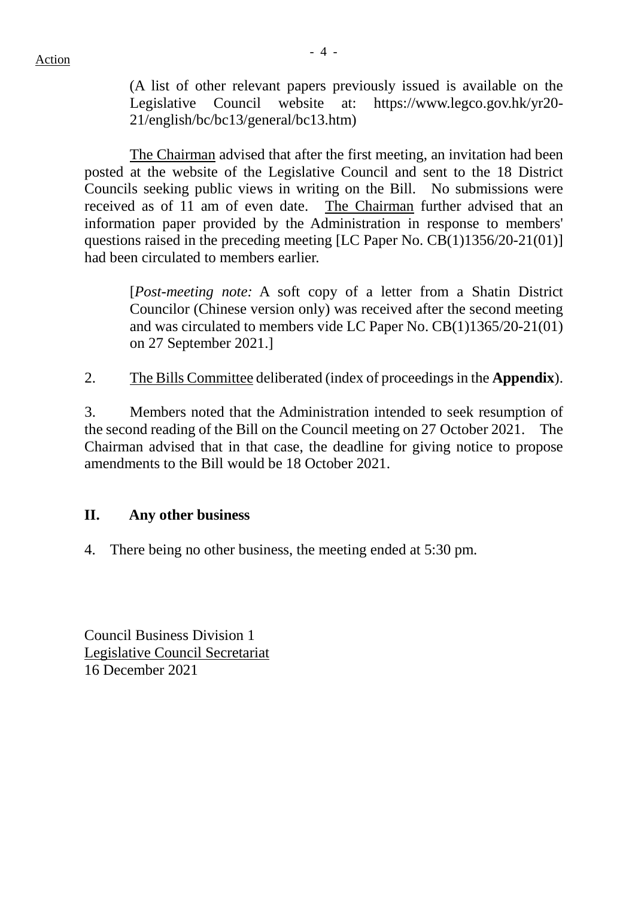Action

(A list of other relevant papers previously issued is available on the Legislative Council website at: https://www.legco.gov.hk/yr20-21/english/bc/bc13/general/bc13.htm)

The Chairman advised that after the first meeting, an invitation had been posted at the website of the Legislative Council and sent to the 18 District Councils seeking public views in writing on the Bill. No submissions were received as of 11 am of even date. The Chairman further advised that an information paper provided by the Administration in response to members' questions raised in the preceding meeting [LC Paper No. CB(1)1356/20-21(01)] had been circulated to members earlier.

[*Post-meeting note:* A soft copy of a letter from a Shatin District Councilor (Chinese version only) was received after the second meeting and was circulated to members vide LC Paper No. CB(1)1365/20-21(01) on 27 September 2021.]

2. The Bills Committee deliberated (index of proceedings in the **Appendix**).

3. Members noted that the Administration intended to seek resumption of the second reading of the Bill on the Council meeting on 27 October 2021. The Chairman advised that in that case, the deadline for giving notice to propose amendments to the Bill would be 18 October 2021.

## II. Any other business

4. There being no other business, the meeting ended at 5:30 pm.

Council Business Division 1
Legislative Council Secretariat
16 December 2021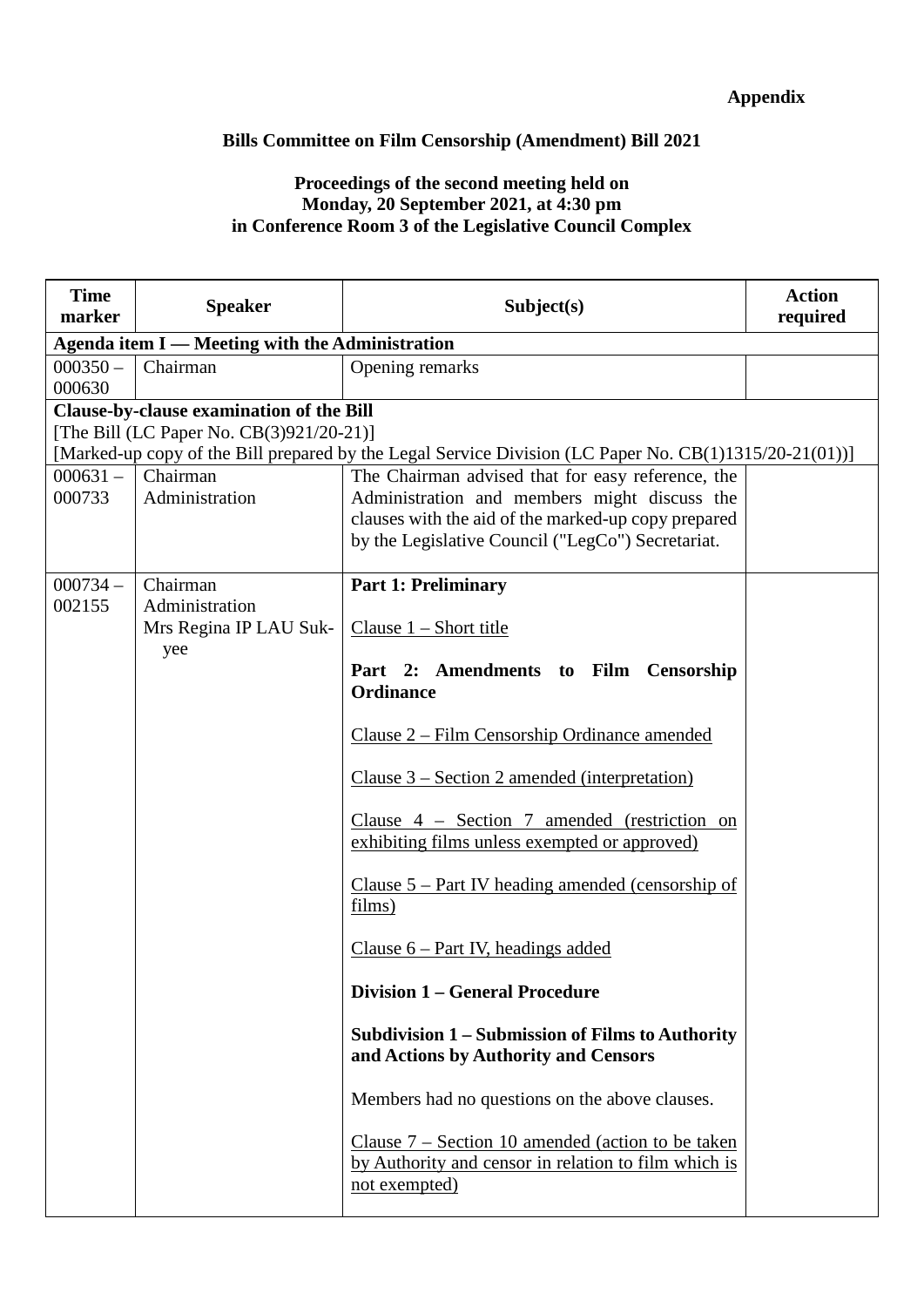**Appendix**

**Bills Committee on Film Censorship (Amendment) Bill 2021**

**Proceedings of the second meeting held on Monday, 20 September 2021, at 4:30 pm in Conference Room 3 of the Legislative Council Complex**

| Time marker | Speaker | Subject(s) | Action required |
|---|---|---|---|
| **Agenda item I — Meeting with the Administration** | | | |
| 000350 – 000630 | Chairman | Opening remarks | |
| **Clause-by-clause examination of the Bill**<br>[The Bill (LC Paper No. CB(3)921/20-21)]<br>[Marked-up copy of the Bill prepared by the Legal Service Division (LC Paper No. CB(1)1315/20-21(01))] | | | |
| 000631 – 000733 | Chairman<br>Administration | The Chairman advised that for easy reference, the Administration and members might discuss the clauses with the aid of the marked-up copy prepared by the Legislative Council ("LegCo") Secretariat. | |
| 000734 – 002155 | Chairman<br>Administration<br>Mrs Regina IP LAU Suk-yee | **Part 1: Preliminary**<br><br><u>Clause 1 – Short title</u><br><br>**Part 2: Amendments to Film Censorship Ordinance**<br><br><u>Clause 2 – Film Censorship Ordinance amended</u><br><br><u>Clause 3 – Section 2 amended (interpretation)</u><br><br><u>Clause 4 – Section 7 amended (restriction on exhibiting films unless exempted or approved)</u><br><br><u>Clause 5 – Part IV heading amended (censorship of films)</u><br><br><u>Clause 6 – Part IV, headings added</u><br><br>**Division 1 – General Procedure**<br><br>**Subdivision 1 – Submission of Films to Authority and Actions by Authority and Censors**<br><br>Members had no questions on the above clauses.<br><br><u>Clause 7 – Section 10 amended (action to be taken by Authority and censor in relation to film which is not exempted)</u> | |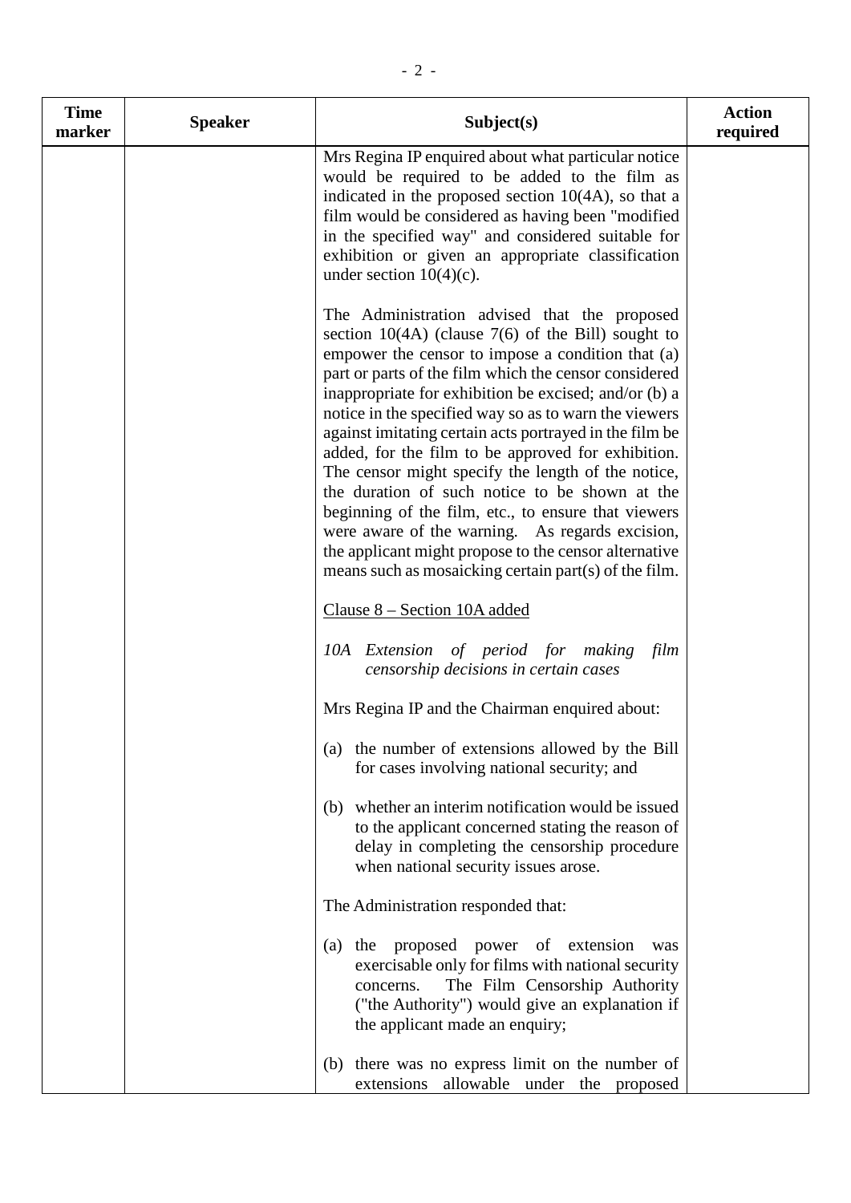| Time marker | Speaker | Subject(s) | Action required |
|---|---|---|---|
| | | Mrs Regina IP enquired about what particular notice would be required to be added to the film as indicated in the proposed section 10(4A), so that a film would be considered as having been "modified in the specified way" and considered suitable for exhibition or given an appropriate classification under section 10(4)(c).<br><br>The Administration advised that the proposed section 10(4A) (clause 7(6) of the Bill) sought to empower the censor to impose a condition that (a) part or parts of the film which the censor considered inappropriate for exhibition be excised; and/or (b) a notice in the specified way so as to warn the viewers against imitating certain acts portrayed in the film be added, for the film to be approved for exhibition. The censor might specify the length of the notice, the duration of such notice to be shown at the beginning of the film, etc., to ensure that viewers were aware of the warning. As regards excision, the applicant might propose to the censor alternative means such as mosaicking certain part(s) of the film.<br><br><u>Clause 8 – Section 10A added</u><br><br>*10A Extension of period for making film censorship decisions in certain cases*<br><br>Mrs Regina IP and the Chairman enquired about:<br><br>(a) the number of extensions allowed by the Bill for cases involving national security; and<br><br>(b) whether an interim notification would be issued to the applicant concerned stating the reason of delay in completing the censorship procedure when national security issues arose.<br><br>The Administration responded that:<br><br>(a) the proposed power of extension was exercisable only for films with national security concerns. The Film Censorship Authority ("the Authority") would give an explanation if the applicant made an enquiry;<br><br>(b) there was no express limit on the number of extensions allowable under the proposed | |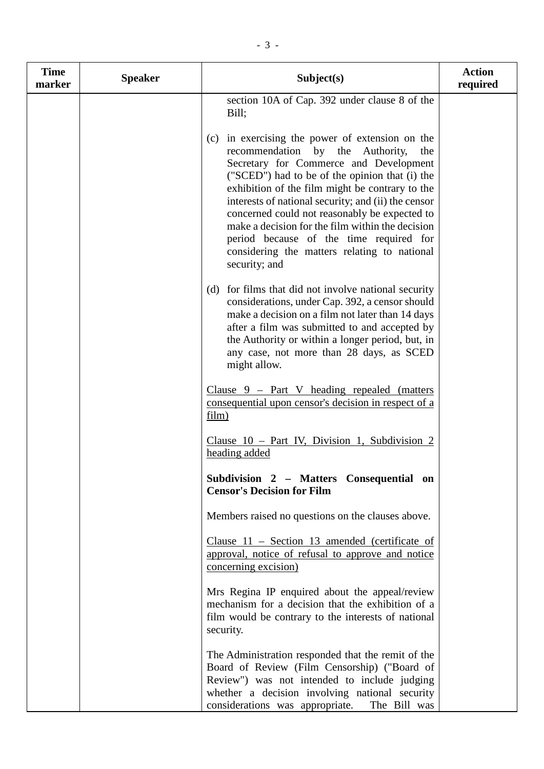| Time marker | Speaker | Subject(s) | Action required |
|---|---|---|---|
| | | section 10A of Cap. 392 under clause 8 of the Bill;<br><br>(c) in exercising the power of extension on the recommendation by the Authority, the Secretary for Commerce and Development ("SCED") had to be of the opinion that (i) the exhibition of the film might be contrary to the interests of national security; and (ii) the censor concerned could not reasonably be expected to make a decision for the film within the decision period because of the time required for considering the matters relating to national security; and<br><br>(d) for films that did not involve national security considerations, under Cap. 392, a censor should make a decision on a film not later than 14 days after a film was submitted to and accepted by the Authority or within a longer period, but, in any case, not more than 28 days, as SCED might allow.<br><br><u>Clause 9 – Part V heading repealed (matters consequential upon censor's decision in respect of a film)</u><br><br><u>Clause 10 – Part IV, Division 1, Subdivision 2 heading added</u><br><br>**Subdivision 2 – Matters Consequential on Censor's Decision for Film**<br><br>Members raised no questions on the clauses above.<br><br><u>Clause 11 – Section 13 amended (certificate of approval, notice of refusal to approve and notice concerning excision)</u><br><br>Mrs Regina IP enquired about the appeal/review mechanism for a decision that the exhibition of a film would be contrary to the interests of national security.<br><br>The Administration responded that the remit of the Board of Review (Film Censorship) ("Board of Review") was not intended to include judging whether a decision involving national security considerations was appropriate. The Bill was | |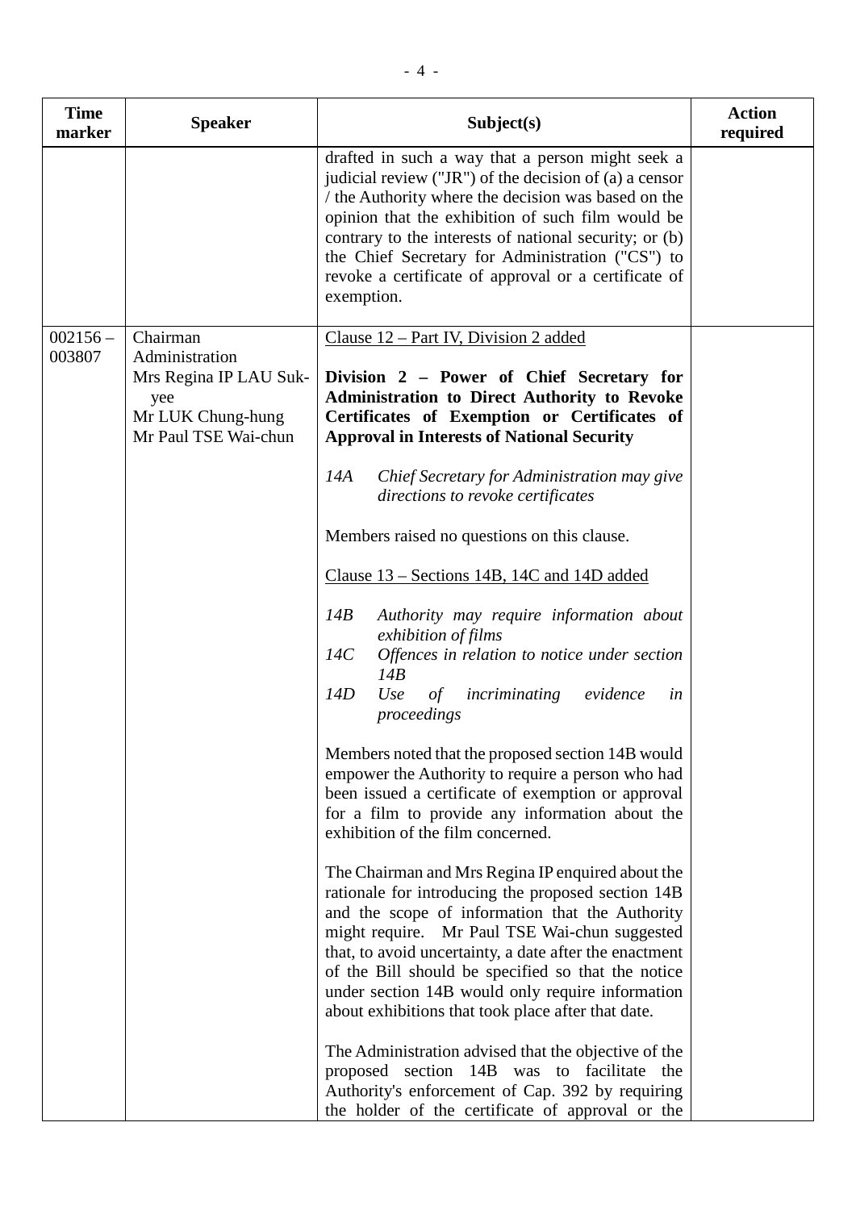| Time marker | Speaker | Subject(s) | Action required |
|---|---|---|---|
| | | drafted in such a way that a person might seek a judicial review ("JR") of the decision of (a) a censor / the Authority where the decision was based on the opinion that the exhibition of such film would be contrary to the interests of national security; or (b) the Chief Secretary for Administration ("CS") to revoke a certificate of approval or a certificate of exemption. | |
| 002156 – 003807 | Chairman<br>Administration<br>Mrs Regina IP LAU Suk-yee<br>Mr LUK Chung-hung<br>Mr Paul TSE Wai-chun | Clause 12 – Part IV, Division 2 added<br><br>**Division 2 – Power of Chief Secretary for Administration to Direct Authority to Revoke Certificates of Exemption or Certificates of Approval in Interests of National Security**<br><br>*14A Chief Secretary for Administration may give directions to revoke certificates*<br><br>Members raised no questions on this clause.<br><br>Clause 13 – Sections 14B, 14C and 14D added<br><br>*14B Authority may require information about exhibition of films*<br>*14C Offences in relation to notice under section 14B*<br>*14D Use of incriminating evidence in proceedings*<br><br>Members noted that the proposed section 14B would empower the Authority to require a person who had been issued a certificate of exemption or approval for a film to provide any information about the exhibition of the film concerned.<br><br>The Chairman and Mrs Regina IP enquired about the rationale for introducing the proposed section 14B and the scope of information that the Authority might require. Mr Paul TSE Wai-chun suggested that, to avoid uncertainty, a date after the enactment of the Bill should be specified so that the notice under section 14B would only require information about exhibitions that took place after that date.<br><br>The Administration advised that the objective of the proposed section 14B was to facilitate the Authority's enforcement of Cap. 392 by requiring the holder of the certificate of approval or the | |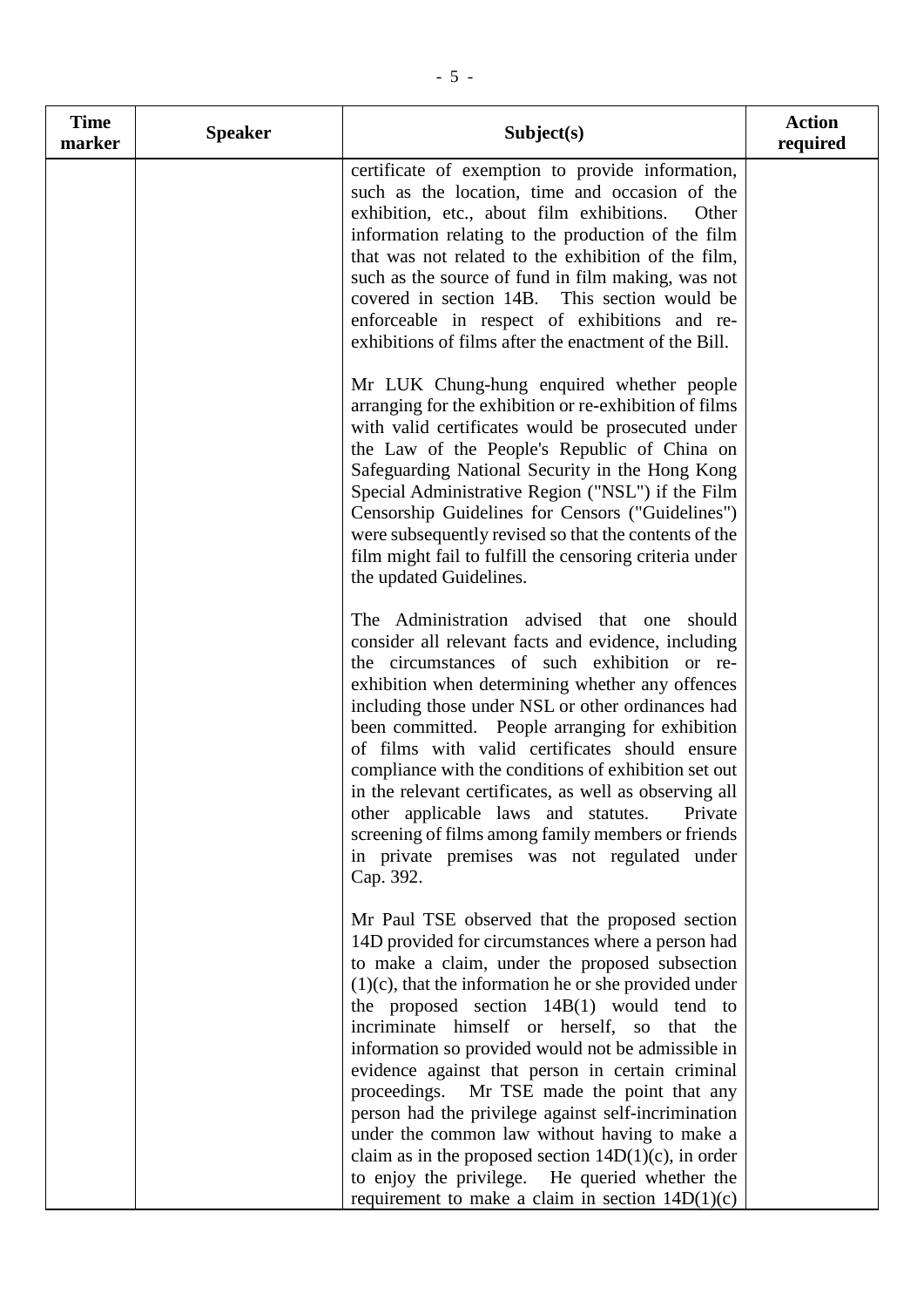| Time marker | Speaker | Subject(s) | Action required |
|---|---|---|---|
| | | certificate of exemption to provide information, such as the location, time and occasion of the exhibition, etc., about film exhibitions. Other information relating to the production of the film that was not related to the exhibition of the film, such as the source of fund in film making, was not covered in section 14B. This section would be enforceable in respect of exhibitions and re-exhibitions of films after the enactment of the Bill.<br><br>Mr LUK Chung-hung enquired whether people arranging for the exhibition or re-exhibition of films with valid certificates would be prosecuted under the Law of the People's Republic of China on Safeguarding National Security in the Hong Kong Special Administrative Region ("NSL") if the Film Censorship Guidelines for Censors ("Guidelines") were subsequently revised so that the contents of the film might fail to fulfill the censoring criteria under the updated Guidelines.<br><br>The Administration advised that one should consider all relevant facts and evidence, including the circumstances of such exhibition or re-exhibition when determining whether any offences including those under NSL or other ordinances had been committed. People arranging for exhibition of films with valid certificates should ensure compliance with the conditions of exhibition set out in the relevant certificates, as well as observing all other applicable laws and statutes. Private screening of films among family members or friends in private premises was not regulated under Cap. 392.<br><br>Mr Paul TSE observed that the proposed section 14D provided for circumstances where a person had to make a claim, under the proposed subsection (1)(c), that the information he or she provided under the proposed section 14B(1) would tend to incriminate himself or herself, so that the information so provided would not be admissible in evidence against that person in certain criminal proceedings. Mr TSE made the point that any person had the privilege against self-incrimination under the common law without having to make a claim as in the proposed section 14D(1)(c), in order to enjoy the privilege. He queried whether the requirement to make a claim in section 14D(1)(c) | |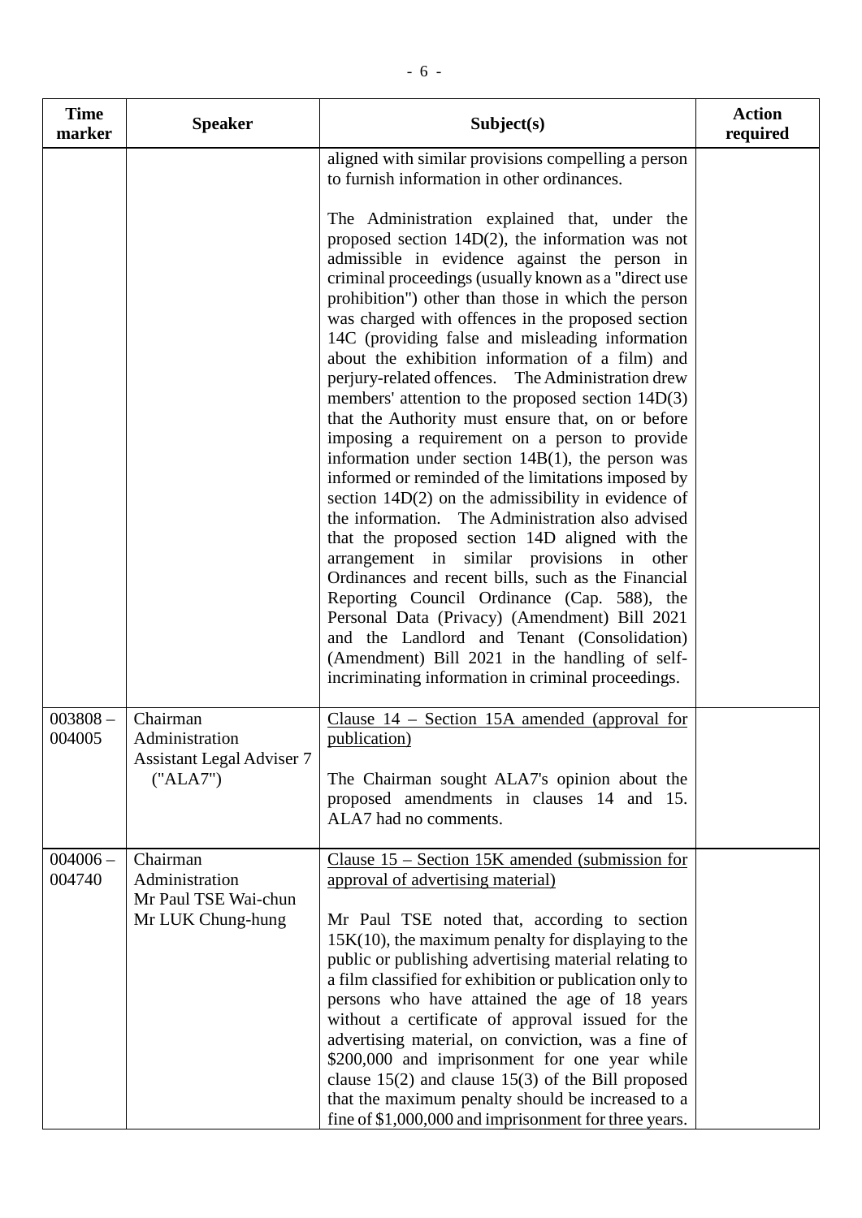| Time marker | Speaker | Subject(s) | Action required |
|---|---|---|---|
| | | aligned with similar provisions compelling a person to furnish information in other ordinances.<br><br>The Administration explained that, under the proposed section 14D(2), the information was not admissible in evidence against the person in criminal proceedings (usually known as a "direct use prohibition") other than those in which the person was charged with offences in the proposed section 14C (providing false and misleading information about the exhibition information of a film) and perjury-related offences. The Administration drew members' attention to the proposed section 14D(3) that the Authority must ensure that, on or before imposing a requirement on a person to provide information under section 14B(1), the person was informed or reminded of the limitations imposed by section 14D(2) on the admissibility in evidence of the information. The Administration also advised that the proposed section 14D aligned with the arrangement in similar provisions in other Ordinances and recent bills, such as the Financial Reporting Council Ordinance (Cap. 588), the Personal Data (Privacy) (Amendment) Bill 2021 and the Landlord and Tenant (Consolidation) (Amendment) Bill 2021 in the handling of self-incriminating information in criminal proceedings. | |
| 003808 – 004005 | Chairman<br>Administration<br>Assistant Legal Adviser 7 ("ALA7") | <u>Clause 14 – Section 15A amended (approval for publication)</u><br><br>The Chairman sought ALA7's opinion about the proposed amendments in clauses 14 and 15. ALA7 had no comments. | |
| 004006 – 004740 | Chairman<br>Administration<br>Mr Paul TSE Wai-chun<br>Mr LUK Chung-hung | <u>Clause 15 – Section 15K amended (submission for approval of advertising material)</u><br><br>Mr Paul TSE noted that, according to section 15K(10), the maximum penalty for displaying to the public or publishing advertising material relating to a film classified for exhibition or publication only to persons who have attained the age of 18 years without a certificate of approval issued for the advertising material, on conviction, was a fine of $200,000 and imprisonment for one year while clause 15(2) and clause 15(3) of the Bill proposed that the maximum penalty should be increased to a fine of $1,000,000 and imprisonment for three years. | |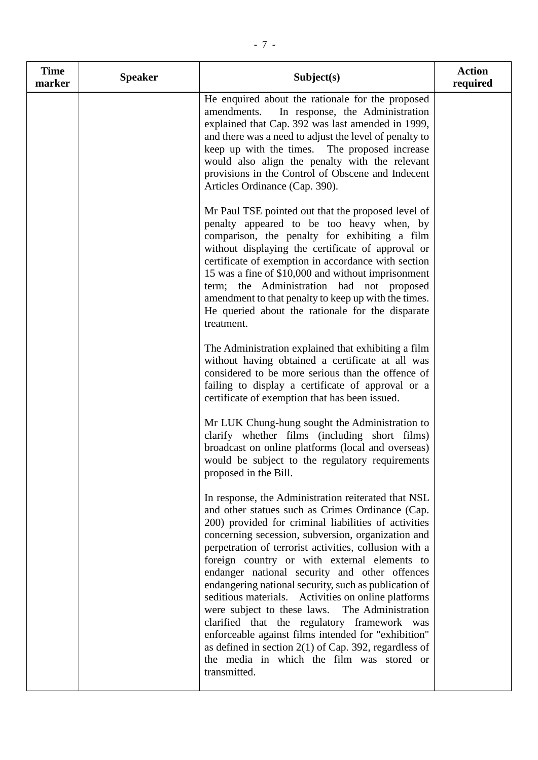| Time marker | Speaker | Subject(s) | Action required |
|---|---|---|---|
| | | He enquired about the rationale for the proposed amendments. In response, the Administration explained that Cap. 392 was last amended in 1999, and there was a need to adjust the level of penalty to keep up with the times. The proposed increase would also align the penalty with the relevant provisions in the Control of Obscene and Indecent Articles Ordinance (Cap. 390).<br><br>Mr Paul TSE pointed out that the proposed level of penalty appeared to be too heavy when, by comparison, the penalty for exhibiting a film without displaying the certificate of approval or certificate of exemption in accordance with section 15 was a fine of $10,000 and without imprisonment term; the Administration had not proposed amendment to that penalty to keep up with the times. He queried about the rationale for the disparate treatment.<br><br>The Administration explained that exhibiting a film without having obtained a certificate at all was considered to be more serious than the offence of failing to display a certificate of approval or a certificate of exemption that has been issued.<br><br>Mr LUK Chung-hung sought the Administration to clarify whether films (including short films) broadcast on online platforms (local and overseas) would be subject to the regulatory requirements proposed in the Bill.<br><br>In response, the Administration reiterated that NSL and other statues such as Crimes Ordinance (Cap. 200) provided for criminal liabilities of activities concerning secession, subversion, organization and perpetration of terrorist activities, collusion with a foreign country or with external elements to endanger national security and other offences endangering national security, such as publication of seditious materials. Activities on online platforms were subject to these laws. The Administration clarified that the regulatory framework was enforceable against films intended for "exhibition" as defined in section 2(1) of Cap. 392, regardless of the media in which the film was stored or transmitted. | |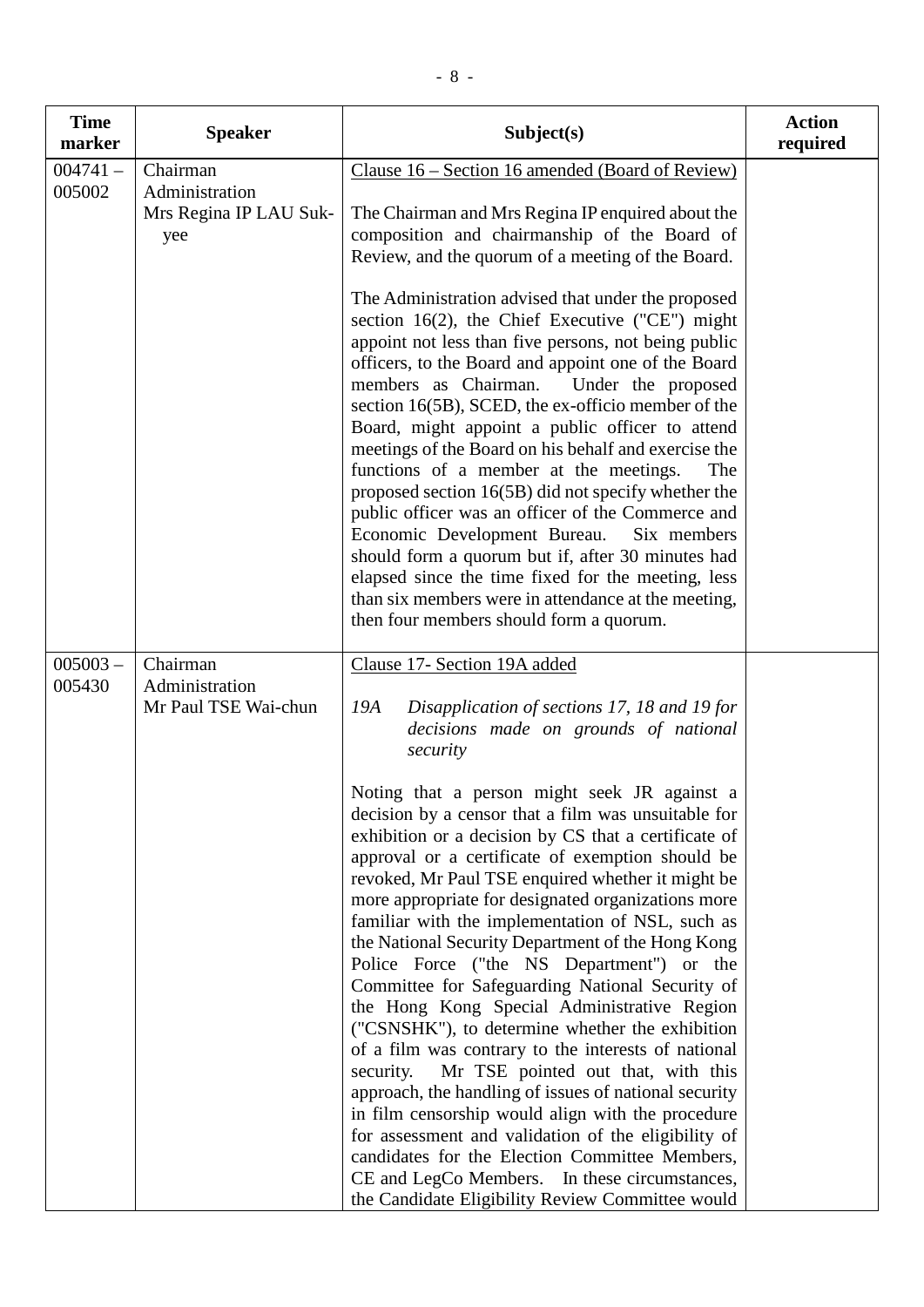| Time marker | Speaker | Subject(s) | Action required |
|---|---|---|---|
| 004741 – 005002 | Chairman<br>Administration<br>Mrs Regina IP LAU Suk-yee | Clause 16 – Section 16 amended (Board of Review)<br><br>The Chairman and Mrs Regina IP enquired about the composition and chairmanship of the Board of Review, and the quorum of a meeting of the Board.<br><br>The Administration advised that under the proposed section 16(2), the Chief Executive ("CE") might appoint not less than five persons, not being public officers, to the Board and appoint one of the Board members as Chairman. Under the proposed section 16(5B), SCED, the ex-officio member of the Board, might appoint a public officer to attend meetings of the Board on his behalf and exercise the functions of a member at the meetings. The proposed section 16(5B) did not specify whether the public officer was an officer of the Commerce and Economic Development Bureau. Six members should form a quorum but if, after 30 minutes had elapsed since the time fixed for the meeting, less than six members were in attendance at the meeting, then four members should form a quorum. | |
| 005003 – 005430 | Chairman<br>Administration<br>Mr Paul TSE Wai-chun | Clause 17- Section 19A added<br><br>*19A Disapplication of sections 17, 18 and 19 for decisions made on grounds of national security*<br><br>Noting that a person might seek JR against a decision by a censor that a film was unsuitable for exhibition or a decision by CS that a certificate of approval or a certificate of exemption should be revoked, Mr Paul TSE enquired whether it might be more appropriate for designated organizations more familiar with the implementation of NSL, such as the National Security Department of the Hong Kong Police Force ("the NS Department") or the Committee for Safeguarding National Security of the Hong Kong Special Administrative Region ("CSNSHK"), to determine whether the exhibition of a film was contrary to the interests of national security. Mr TSE pointed out that, with this approach, the handling of issues of national security in film censorship would align with the procedure for assessment and validation of the eligibility of candidates for the Election Committee Members, CE and LegCo Members. In these circumstances, the Candidate Eligibility Review Committee would | |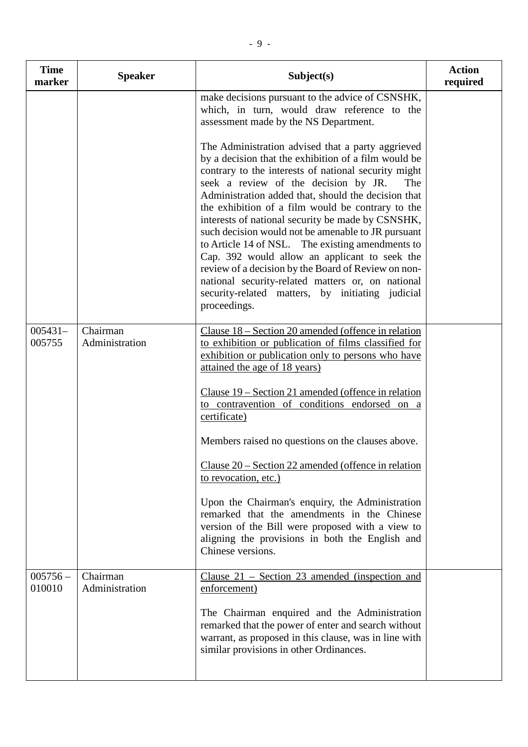| Time marker | Speaker | Subject(s) | Action required |
|---|---|---|---|
| | | make decisions pursuant to the advice of CSNSHK, which, in turn, would draw reference to the assessment made by the NS Department.<br><br>The Administration advised that a party aggrieved by a decision that the exhibition of a film would be contrary to the interests of national security might seek a review of the decision by JR. The Administration added that, should the decision that the exhibition of a film would be contrary to the interests of national security be made by CSNSHK, such decision would not be amenable to JR pursuant to Article 14 of NSL. The existing amendments to Cap. 392 would allow an applicant to seek the review of a decision by the Board of Review on non-national security-related matters or, on national security-related matters, by initiating judicial proceedings. | |
| 005431–005755 | Chairman<br>Administration | <u>Clause 18 – Section 20 amended (offence in relation to exhibition or publication of films classified for exhibition or publication only to persons who have attained the age of 18 years)</u><br><br><u>Clause 19 – Section 21 amended (offence in relation to contravention of conditions endorsed on a certificate)</u><br><br>Members raised no questions on the clauses above.<br><br><u>Clause 20 – Section 22 amended (offence in relation to revocation, etc.)</u><br><br>Upon the Chairman's enquiry, the Administration remarked that the amendments in the Chinese version of the Bill were proposed with a view to aligning the provisions in both the English and Chinese versions. | |
| 005756 – 010010 | Chairman<br>Administration | <u>Clause 21 – Section 23 amended (inspection and enforcement)</u><br><br>The Chairman enquired and the Administration remarked that the power of enter and search without warrant, as proposed in this clause, was in line with similar provisions in other Ordinances. | |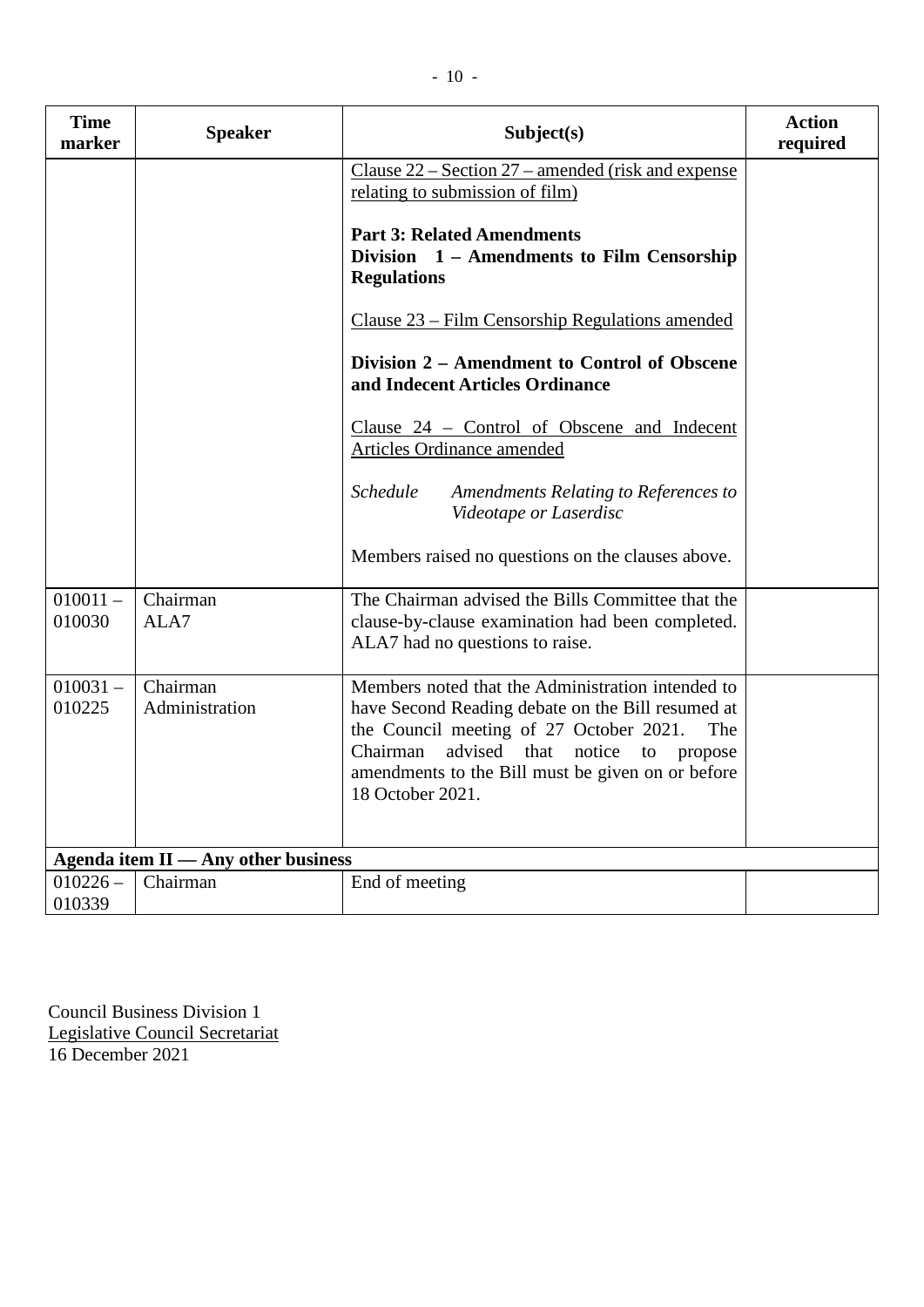| Time marker | Speaker | Subject(s) | Action required |
|---|---|---|---|
| | | Clause 22 – Section 27 – amended (risk and expense relating to submission of film)<br><br>**Part 3: Related Amendments**<br>**Division 1 – Amendments to Film Censorship Regulations**<br><br>Clause 23 – Film Censorship Regulations amended<br><br>**Division 2 – Amendment to Control of Obscene and Indecent Articles Ordinance**<br><br>Clause 24 – Control of Obscene and Indecent Articles Ordinance amended<br><br>*Schedule Amendments Relating to References to Videotape or Laserdisc*<br><br>Members raised no questions on the clauses above. | |
| 010011 – 010030 | Chairman<br>ALA7 | The Chairman advised the Bills Committee that the clause-by-clause examination had been completed. ALA7 had no questions to raise. | |
| 010031 – 010225 | Chairman<br>Administration | Members noted that the Administration intended to have Second Reading debate on the Bill resumed at the Council meeting of 27 October 2021. The Chairman advised that notice to propose amendments to the Bill must be given on or before 18 October 2021. | |
| **Agenda item II — Any other business** | | | |
| 010226 – 010339 | Chairman | End of meeting | |

Council Business Division 1
Legislative Council Secretariat
16 December 2021